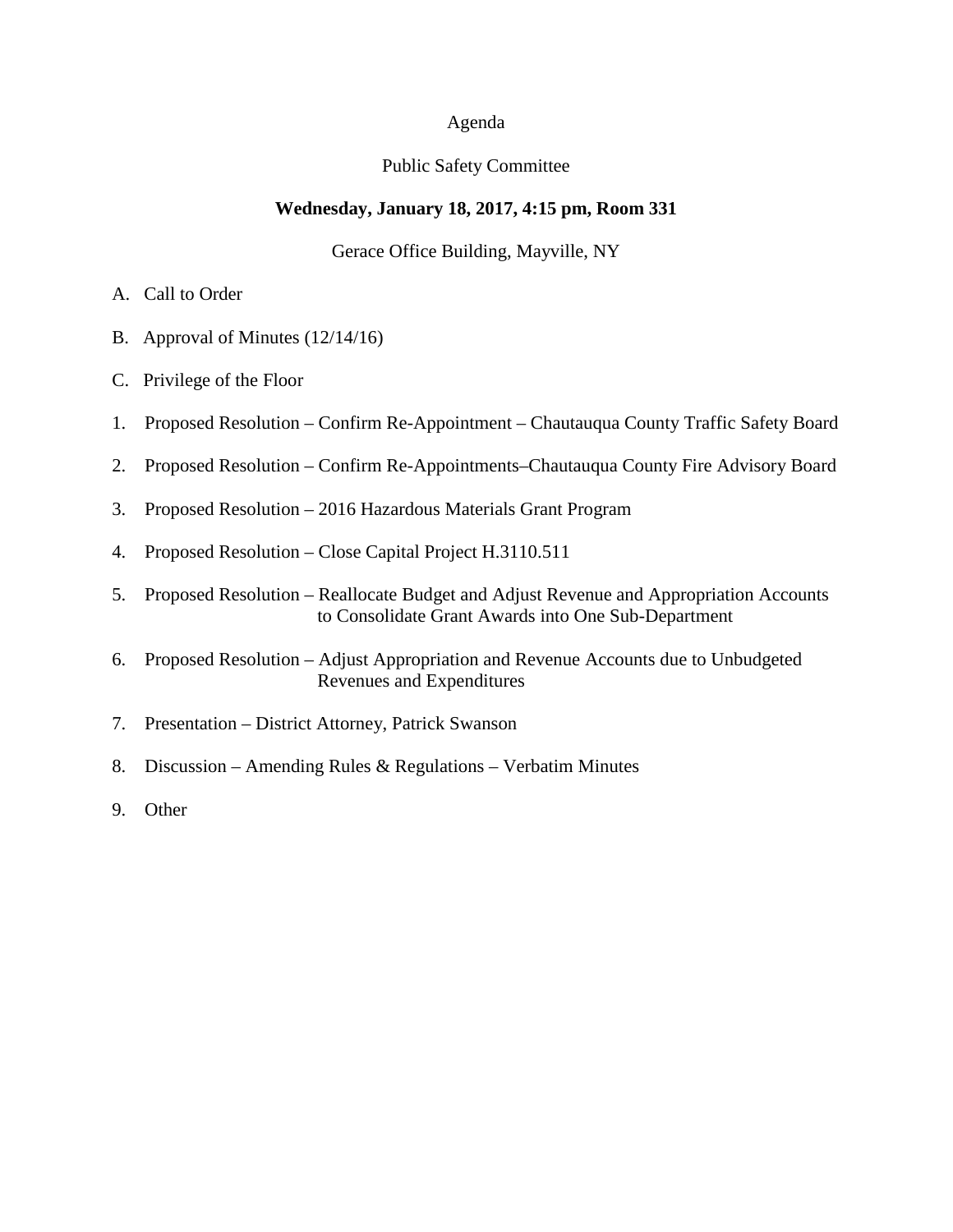Agenda

Public Safety Committee

**Wednesday, January 18, 2017, 4:15 pm, Room 331**

Gerace Office Building, Mayville, NY

A. Call to Order

B. Approval of Minutes (12/14/16)

C. Privilege of the Floor

1. Proposed Resolution – Confirm Re-Appointment – Chautauqua County Traffic Safety Board

2. Proposed Resolution – Confirm Re-Appointments–Chautauqua County Fire Advisory Board

3. Proposed Resolution – 2016 Hazardous Materials Grant Program

4. Proposed Resolution – Close Capital Project H.3110.511

5. Proposed Resolution – Reallocate Budget and Adjust Revenue and Appropriation Accounts to Consolidate Grant Awards into One Sub-Department

6. Proposed Resolution – Adjust Appropriation and Revenue Accounts due to Unbudgeted Revenues and Expenditures

7. Presentation – District Attorney, Patrick Swanson

8. Discussion – Amending Rules & Regulations – Verbatim Minutes

9. Other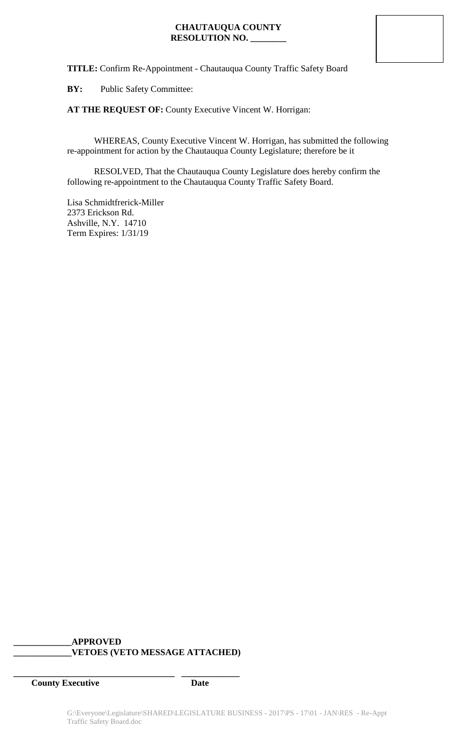**CHAUTAUQUA COUNTY**
**RESOLUTION NO. ________**

**TITLE:** Confirm Re-Appointment - Chautauqua County Traffic Safety Board

**BY:** Public Safety Committee:

**AT THE REQUEST OF:** County Executive Vincent W. Horrigan:

WHEREAS, County Executive Vincent W. Horrigan, has submitted the following re-appointment for action by the Chautauqua County Legislature; therefore be it

RESOLVED, That the Chautauqua County Legislature does hereby confirm the following re-appointment to the Chautauqua County Traffic Safety Board.

Lisa Schmidtfrerick-Miller
2373 Erickson Rd.
Ashville, N.Y. 14710
Term Expires: 1/31/19

**_____________APPROVED**
**_____________VETOES (VETO MESSAGE ATTACHED)**

**____________________________________ _____________**
**County Executive Date**

G:\Everyone\Legislature\SHARED\LEGISLATURE BUSINESS - 2017\PS - 17\01 - JAN\RES - Re-Appt Traffic Safety Board.doc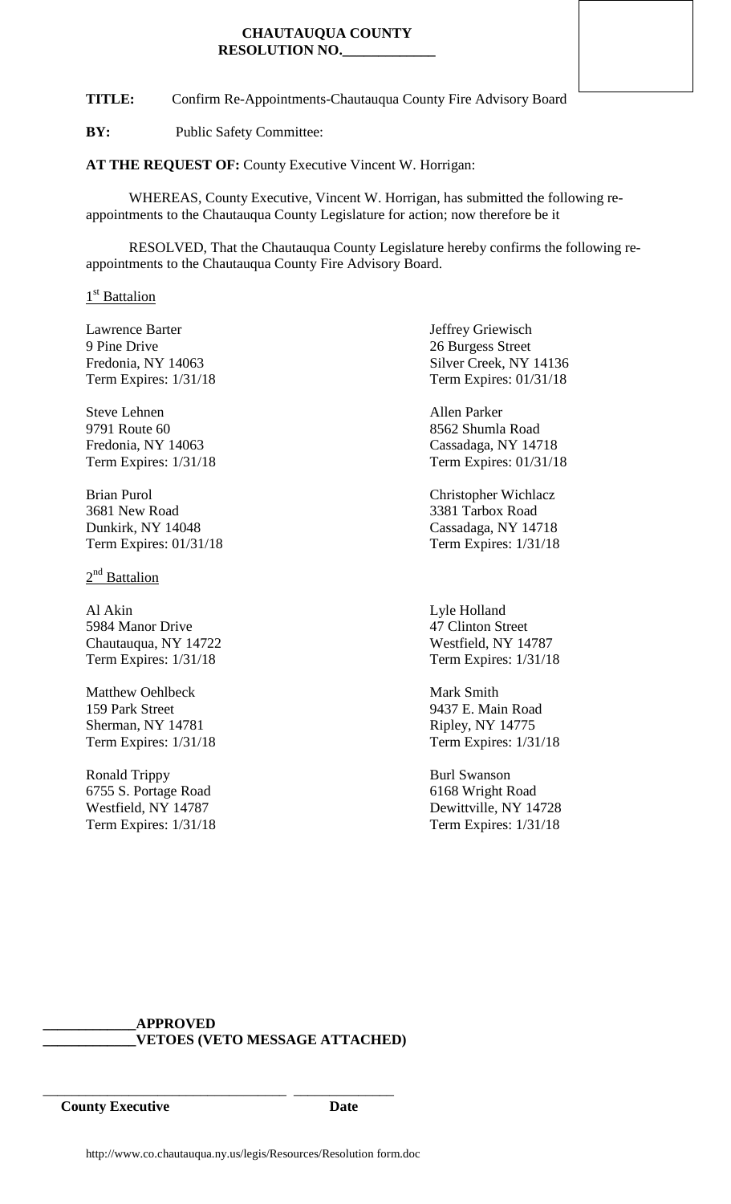**CHAUTAUQUA COUNTY**
**RESOLUTION NO.____________**

**TITLE:** Confirm Re-Appointments-Chautauqua County Fire Advisory Board

**BY:** Public Safety Committee:

**AT THE REQUEST OF:** County Executive Vincent W. Horrigan:

WHEREAS, County Executive, Vincent W. Horrigan, has submitted the following re-appointments to the Chautauqua County Legislature for action; now therefore be it

RESOLVED, That the Chautauqua County Legislature hereby confirms the following re-appointments to the Chautauqua County Fire Advisory Board.

1st Battalion

Lawrence Barter
9 Pine Drive
Fredonia, NY 14063
Term Expires: 1/31/18

Jeffrey Griewisch
26 Burgess Street
Silver Creek, NY 14136
Term Expires: 01/31/18

Steve Lehnen
9791 Route 60
Fredonia, NY 14063
Term Expires: 1/31/18

Allen Parker
8562 Shumla Road
Cassadaga, NY 14718
Term Expires: 01/31/18

Brian Purol
3681 New Road
Dunkirk, NY 14048
Term Expires: 01/31/18

Christopher Wichlacz
3381 Tarbox Road
Cassadaga, NY 14718
Term Expires: 1/31/18

2nd Battalion

Al Akin
5984 Manor Drive
Chautauqua, NY 14722
Term Expires: 1/31/18

Lyle Holland
47 Clinton Street
Westfield, NY 14787
Term Expires: 1/31/18

Matthew Oehlbeck
159 Park Street
Sherman, NY 14781
Term Expires: 1/31/18

Mark Smith
9437 E. Main Road
Ripley, NY 14775
Term Expires: 1/31/18

Ronald Trippy
6755 S. Portage Road
Westfield, NY 14787
Term Expires: 1/31/18

Burl Swanson
6168 Wright Road
Dewittville, NY 14728
Term Expires: 1/31/18

**____________APPROVED**
**____________VETOES (VETO MESSAGE ATTACHED)**

_________________________________ ______________
**County Executive** **Date**

http://www.co.chautauqua.ny.us/legis/Resources/Resolution form.doc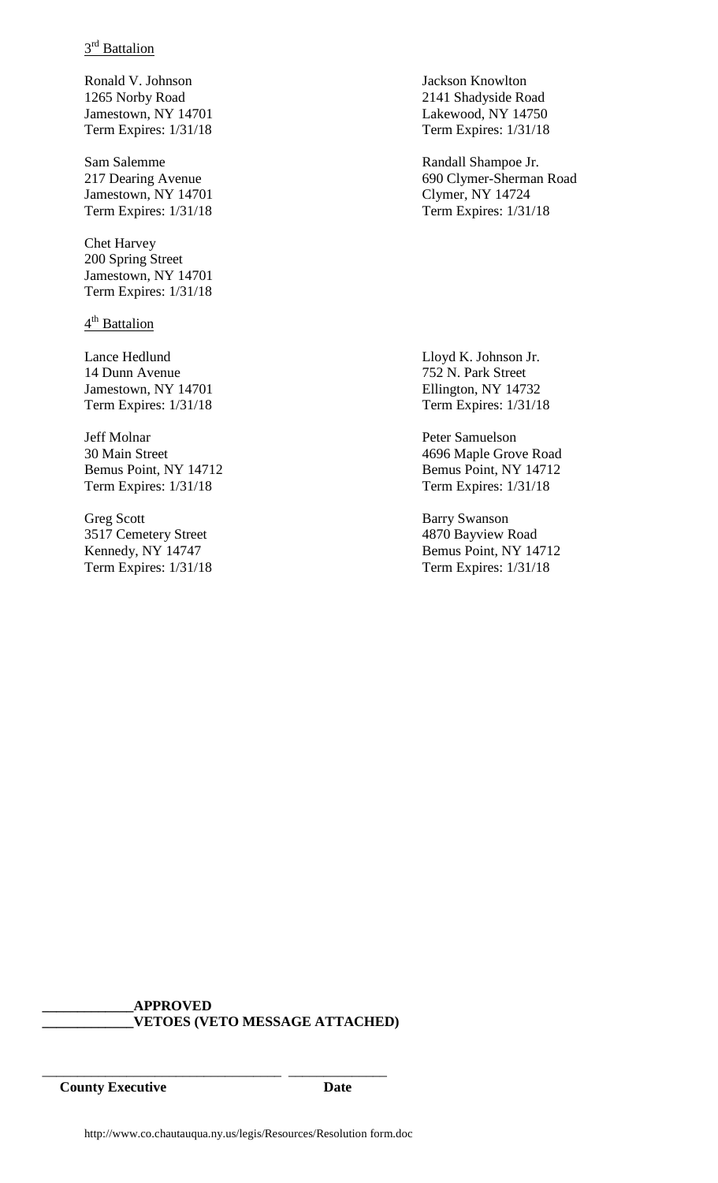3rd Battalion

Ronald V. Johnson
1265 Norby Road
Jamestown, NY 14701
Term Expires: 1/31/18

Jackson Knowlton
2141 Shadyside Road
Lakewood, NY 14750
Term Expires: 1/31/18

Sam Salemme
217 Dearing Avenue
Jamestown, NY 14701
Term Expires: 1/31/18

Randall Shampoe Jr.
690 Clymer-Sherman Road
Clymer, NY 14724
Term Expires: 1/31/18

Chet Harvey
200 Spring Street
Jamestown, NY 14701
Term Expires: 1/31/18

4th Battalion

Lance Hedlund
14 Dunn Avenue
Jamestown, NY 14701
Term Expires: 1/31/18

Lloyd K. Johnson Jr.
752 N. Park Street
Ellington, NY 14732
Term Expires: 1/31/18

Jeff Molnar
30 Main Street
Bemus Point, NY 14712
Term Expires: 1/31/18

Peter Samuelson
4696 Maple Grove Road
Bemus Point, NY 14712
Term Expires: 1/31/18

Greg Scott
3517 Cemetery Street
Kennedy, NY 14747
Term Expires: 1/31/18

Barry Swanson
4870 Bayview Road
Bemus Point, NY 14712
Term Expires: 1/31/18

**____________APPROVED**
**____________VETOES (VETO MESSAGE ATTACHED)**

_________________________________ ______________
**County Executive** **Date**

http://www.co.chautauqua.ny.us/legis/Resources/Resolution form.doc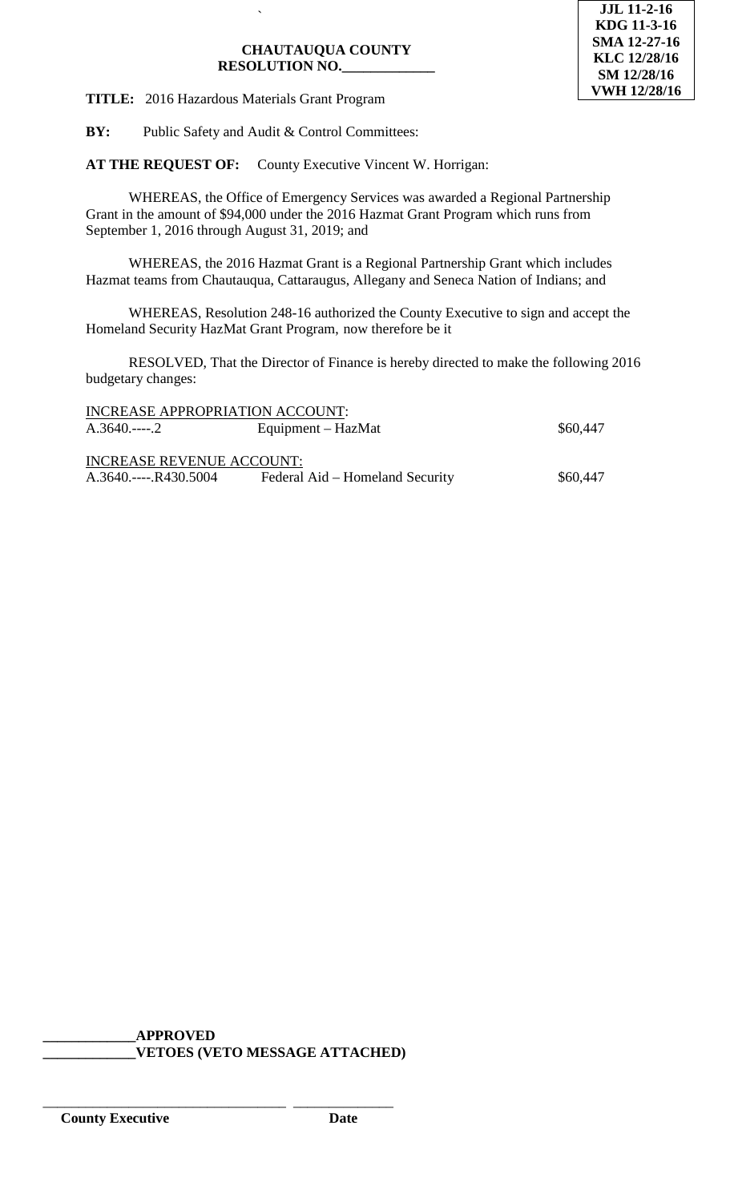**JJL 11-2-16**
**KDG 11-3-16**
**SMA 12-27-16**
**KLC 12/28/16**
**SM 12/28/16**
**VWH 12/28/16**

**CHAUTAUQUA COUNTY**
**RESOLUTION NO.\_\_\_\_\_\_\_\_\_\_\_\_\_**

**TITLE:** 2016 Hazardous Materials Grant Program

**BY:** Public Safety and Audit & Control Committees:

**AT THE REQUEST OF:** County Executive Vincent W. Horrigan:

WHEREAS, the Office of Emergency Services was awarded a Regional Partnership Grant in the amount of $94,000 under the 2016 Hazmat Grant Program which runs from September 1, 2016 through August 31, 2019; and

WHEREAS, the 2016 Hazmat Grant is a Regional Partnership Grant which includes Hazmat teams from Chautauqua, Cattaraugus, Allegany and Seneca Nation of Indians; and

WHEREAS, Resolution 248-16 authorized the County Executive to sign and accept the Homeland Security HazMat Grant Program, now therefore be it

RESOLVED, That the Director of Finance is hereby directed to make the following 2016 budgetary changes:

INCREASE APPROPRIATION ACCOUNT:

| | | |
|---|---|---|
| A.3640.----.2 | Equipment – HazMat | $60,447 |

INCREASE REVENUE ACCOUNT:

| | | |
|---|---|---|
| A.3640.----.R430.5004 | Federal Aid – Homeland Security | $60,447 |

\_\_\_\_\_\_\_\_\_\_\_\_\_**APPROVED**
\_\_\_\_\_\_\_\_\_\_\_\_\_**VETOES (VETO MESSAGE ATTACHED)**

\_\_\_\_\_\_\_\_\_\_\_\_\_\_\_\_\_\_\_\_\_\_\_\_\_\_\_\_\_\_\_\_\_\_\_ \_\_\_\_\_\_\_\_\_\_\_\_\_\_
**County Executive** **Date**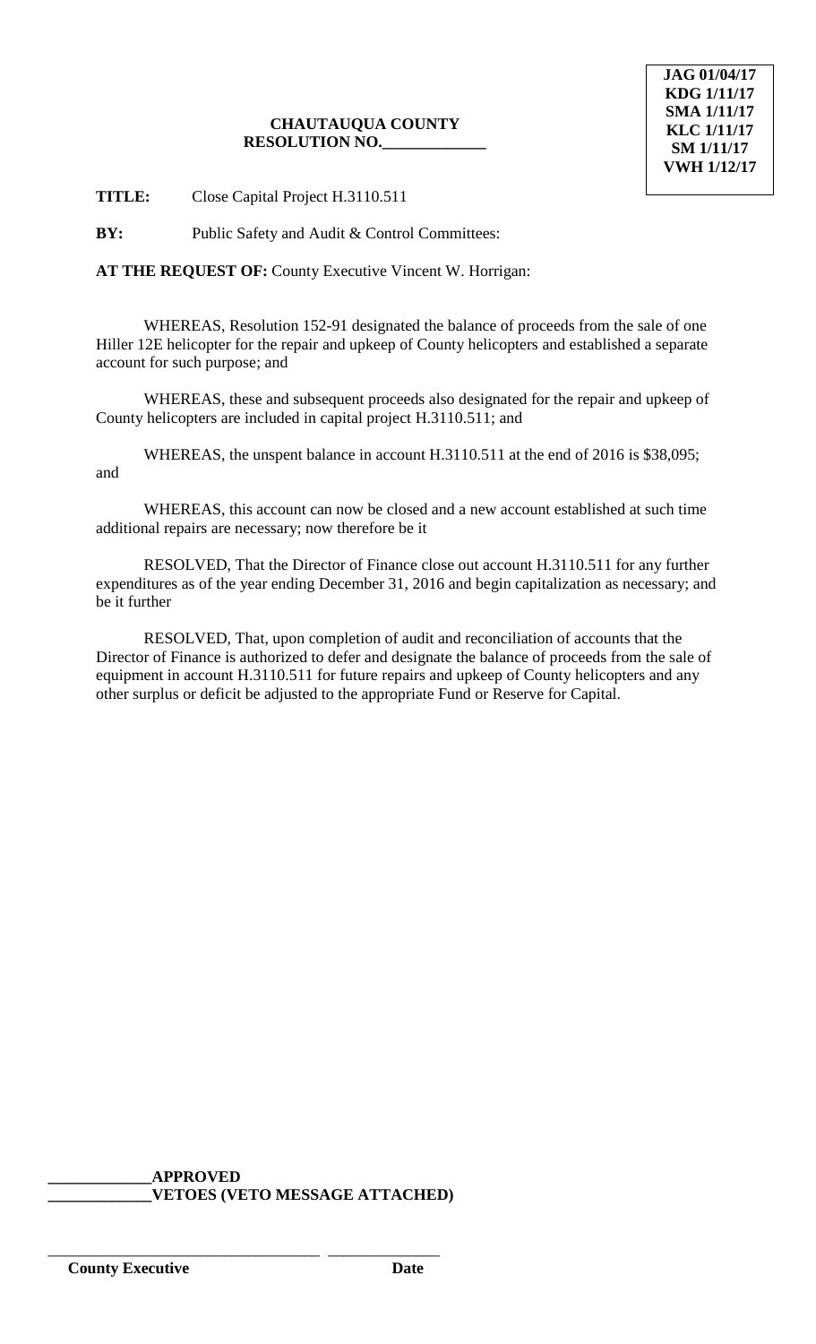JAG 01/04/17
KDG 1/11/17
SMA 1/11/17
KLC 1/11/17
SM 1/11/17
VWH 1/12/17

**CHAUTAUQUA COUNTY**
**RESOLUTION NO.\_\_\_\_\_\_\_\_\_\_\_\_\_**

**TITLE:** Close Capital Project H.3110.511

**BY:** Public Safety and Audit & Control Committees:

**AT THE REQUEST OF:** County Executive Vincent W. Horrigan:

WHEREAS, Resolution 152-91 designated the balance of proceeds from the sale of one Hiller 12E helicopter for the repair and upkeep of County helicopters and established a separate account for such purpose; and

WHEREAS, these and subsequent proceeds also designated for the repair and upkeep of County helicopters are included in capital project H.3110.511; and

WHEREAS, the unspent balance in account H.3110.511 at the end of 2016 is $38,095; and

WHEREAS, this account can now be closed and a new account established at such time additional repairs are necessary; now therefore be it

RESOLVED, That the Director of Finance close out account H.3110.511 for any further expenditures as of the year ending December 31, 2016 and begin capitalization as necessary; and be it further

RESOLVED, That, upon completion of audit and reconciliation of accounts that the Director of Finance is authorized to defer and designate the balance of proceeds from the sale of equipment in account H.3110.511 for future repairs and upkeep of County helicopters and any other surplus or deficit be adjusted to the appropriate Fund or Reserve for Capital.

\_\_\_\_\_\_\_\_\_\_\_\_\_**APPROVED**
\_\_\_\_\_\_\_\_\_\_\_\_\_**VETOES (VETO MESSAGE ATTACHED)**

\_\_\_\_\_\_\_\_\_\_\_\_\_\_\_\_\_\_\_\_\_\_\_\_\_\_\_\_\_\_\_\_\_\_ \_\_\_\_\_\_\_\_\_\_\_\_\_\_
**County Executive** **Date**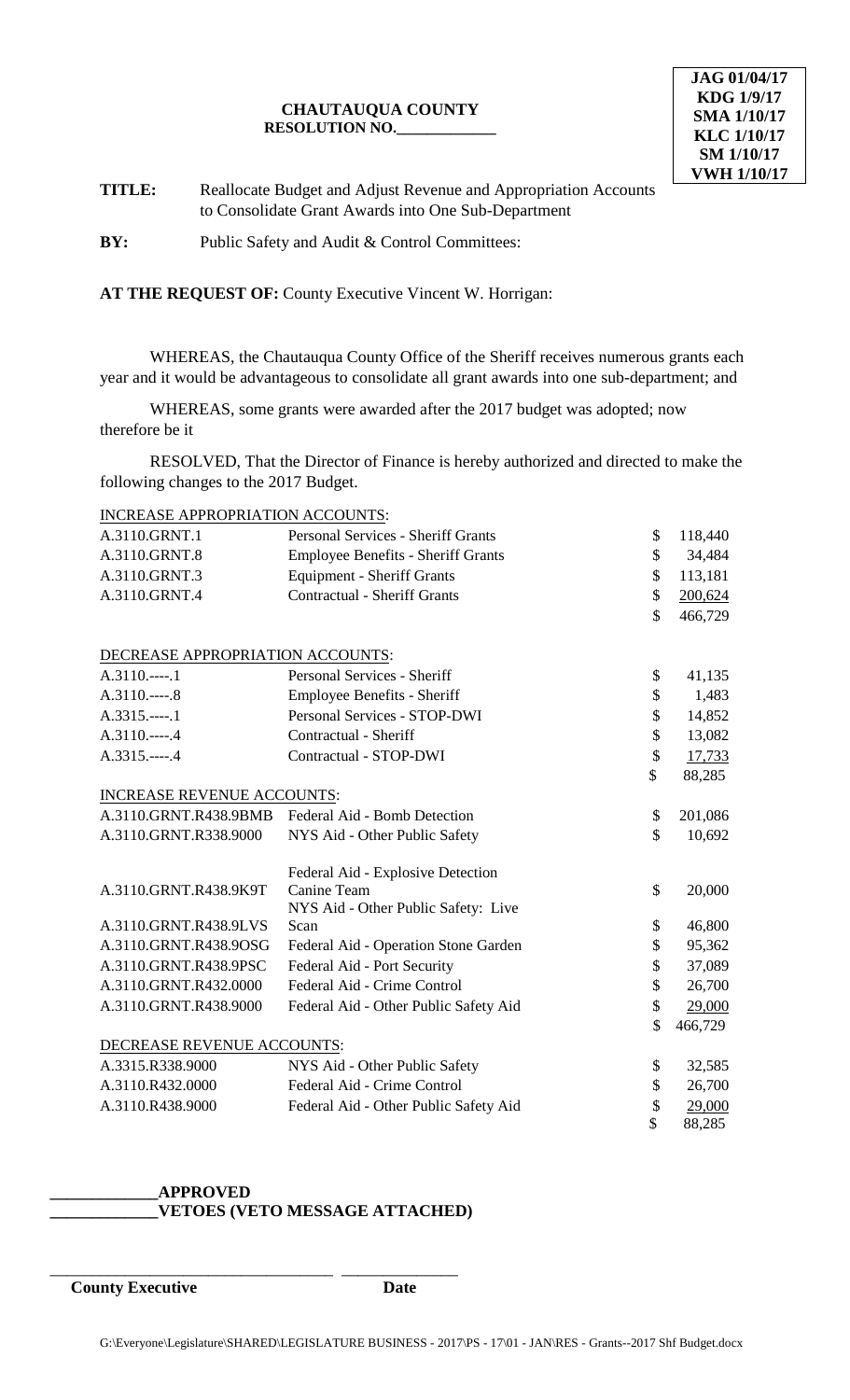JAG 01/04/17
KDG 1/9/17
SMA 1/10/17
KLC 1/10/17
SM 1/10/17
VWH 1/10/17

**CHAUTAUQUA COUNTY**
**RESOLUTION NO.____________**

**TITLE:** Reallocate Budget and Adjust Revenue and Appropriation Accounts to Consolidate Grant Awards into One Sub-Department

**BY:** Public Safety and Audit & Control Committees:

**AT THE REQUEST OF:** County Executive Vincent W. Horrigan:

WHEREAS, the Chautauqua County Office of the Sheriff receives numerous grants each year and it would be advantageous to consolidate all grant awards into one sub-department; and

WHEREAS, some grants were awarded after the 2017 budget was adopted; now therefore be it

RESOLVED, That the Director of Finance is hereby authorized and directed to make the following changes to the 2017 Budget.

INCREASE APPROPRIATION ACCOUNTS:

| Account | Description | Amount |
|---|---|---|
| A.3110.GRNT.1 | Personal Services - Sheriff Grants | $ 118,440 |
| A.3110.GRNT.8 | Employee Benefits - Sheriff Grants | $ 34,484 |
| A.3110.GRNT.3 | Equipment - Sheriff Grants | $ 113,181 |
| A.3110.GRNT.4 | Contractual - Sheriff Grants | $ 200,624 |
| | | $ 466,729 |

DECREASE APPROPRIATION ACCOUNTS:

| Account | Description | Amount |
|---|---|---|
| A.3110.----.1 | Personal Services - Sheriff | $ 41,135 |
| A.3110.----.8 | Employee Benefits - Sheriff | $ 1,483 |
| A.3315.----.1 | Personal Services - STOP-DWI | $ 14,852 |
| A.3110.----.4 | Contractual - Sheriff | $ 13,082 |
| A.3315.----.4 | Contractual - STOP-DWI | $ 17,733 |
| | | $ 88,285 |

INCREASE REVENUE ACCOUNTS:

| Account | Description | Amount |
|---|---|---|
| A.3110.GRNT.R438.9BMB | Federal Aid - Bomb Detection | $ 201,086 |
| A.3110.GRNT.R338.9000 | NYS Aid - Other Public Safety | $ 10,692 |
| A.3110.GRNT.R438.9K9T | Federal Aid - Explosive Detection Canine Team | $ 20,000 |
| A.3110.GRNT.R438.9LVS | NYS Aid - Other Public Safety: Live Scan | $ 46,800 |
| A.3110.GRNT.R438.9OSG | Federal Aid - Operation Stone Garden | $ 95,362 |
| A.3110.GRNT.R438.9PSC | Federal Aid - Port Security | $ 37,089 |
| A.3110.GRNT.R432.0000 | Federal Aid - Crime Control | $ 26,700 |
| A.3110.GRNT.R438.9000 | Federal Aid - Other Public Safety Aid | $ 29,000 |
| | | $ 466,729 |

DECREASE REVENUE ACCOUNTS:

| Account | Description | Amount |
|---|---|---|
| A.3315.R338.9000 | NYS Aid - Other Public Safety | $ 32,585 |
| A.3110.R432.0000 | Federal Aid - Crime Control | $ 26,700 |
| A.3110.R438.9000 | Federal Aid - Other Public Safety Aid | $ 29,000 |
| | | $ 88,285 |

_____________APPROVED
_____________VETOES (VETO MESSAGE ATTACHED)

_________________________________ ______________
**County Executive** **Date**

G:\Everyone\Legislature\SHARED\LEGISLATURE BUSINESS - 2017\PS - 17\01 - JAN\RES - Grants--2017 Shf Budget.docx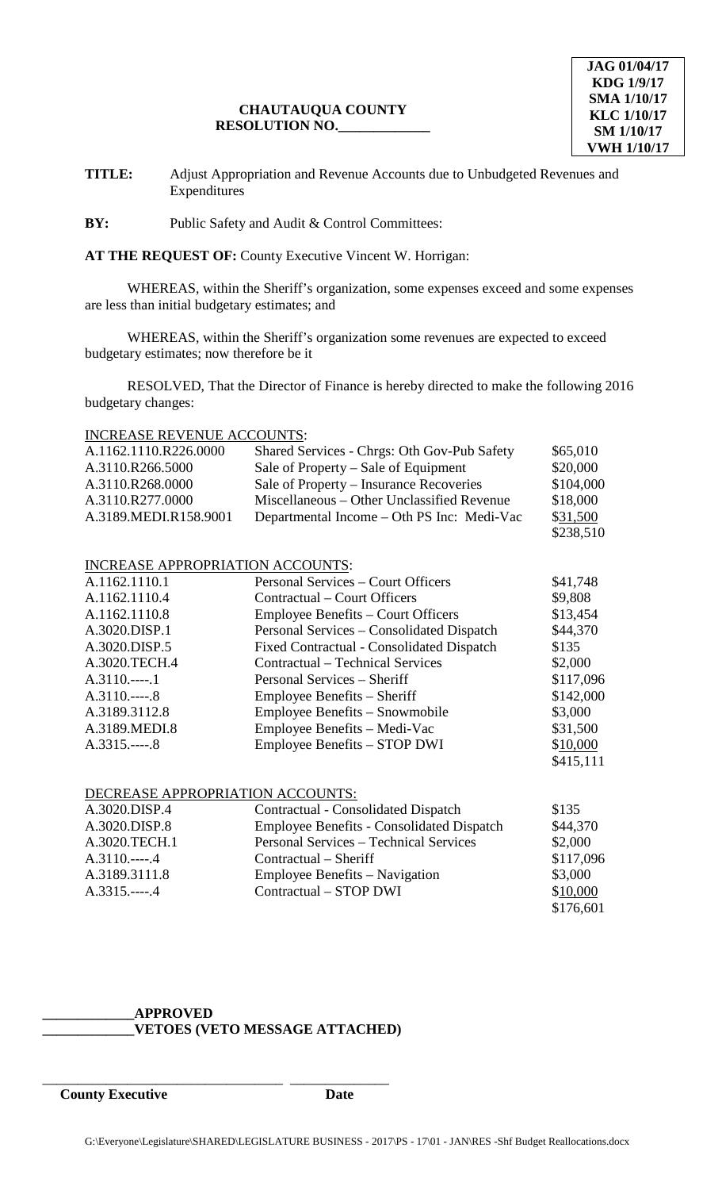JAG 01/04/17
KDG 1/9/17
SMA 1/10/17
KLC 1/10/17
SM 1/10/17
VWH 1/10/17

**CHAUTAUQUA COUNTY**
**RESOLUTION NO.____________**

**TITLE:** Adjust Appropriation and Revenue Accounts due to Unbudgeted Revenues and Expenditures

**BY:** Public Safety and Audit & Control Committees:

**AT THE REQUEST OF:** County Executive Vincent W. Horrigan:

WHEREAS, within the Sheriff's organization, some expenses exceed and some expenses are less than initial budgetary estimates; and

WHEREAS, within the Sheriff's organization some revenues are expected to exceed budgetary estimates; now therefore be it

RESOLVED, That the Director of Finance is hereby directed to make the following 2016 budgetary changes:

INCREASE REVENUE ACCOUNTS:

| | | |
|---|---|---|
| A.1162.1110.R226.0000 | Shared Services - Chrgs: Oth Gov-Pub Safety | \$65,010 |
| A.3110.R266.5000 | Sale of Property – Sale of Equipment | \$20,000 |
| A.3110.R268.0000 | Sale of Property – Insurance Recoveries | \$104,000 |
| A.3110.R277.0000 | Miscellaneous – Other Unclassified Revenue | \$18,000 |
| A.3189.MEDI.R158.9001 | Departmental Income – Oth PS Inc: Medi-Vac | \$31,500 |
| | | \$238,510 |

INCREASE APPROPRIATION ACCOUNTS:

| | | |
|---|---|---|
| A.1162.1110.1 | Personal Services – Court Officers | \$41,748 |
| A.1162.1110.4 | Contractual – Court Officers | \$9,808 |
| A.1162.1110.8 | Employee Benefits – Court Officers | \$13,454 |
| A.3020.DISP.1 | Personal Services – Consolidated Dispatch | \$44,370 |
| A.3020.DISP.5 | Fixed Contractual - Consolidated Dispatch | \$135 |
| A.3020.TECH.4 | Contractual – Technical Services | \$2,000 |
| A.3110.----.1 | Personal Services – Sheriff | \$117,096 |
| A.3110.----.8 | Employee Benefits – Sheriff | \$142,000 |
| A.3189.3112.8 | Employee Benefits – Snowmobile | \$3,000 |
| A.3189.MEDI.8 | Employee Benefits – Medi-Vac | \$31,500 |
| A.3315.----.8 | Employee Benefits – STOP DWI | \$10,000 |
| | | \$415,111 |

DECREASE APPROPRIATION ACCOUNTS:

| | | |
|---|---|---|
| A.3020.DISP.4 | Contractual - Consolidated Dispatch | \$135 |
| A.3020.DISP.8 | Employee Benefits - Consolidated Dispatch | \$44,370 |
| A.3020.TECH.1 | Personal Services – Technical Services | \$2,000 |
| A.3110.----.4 | Contractual – Sheriff | \$117,096 |
| A.3189.3111.8 | Employee Benefits – Navigation | \$3,000 |
| A.3315.----.4 | Contractual – STOP DWI | \$10,000 |
| | | \$176,601 |

**____________APPROVED**
**____________VETOES (VETO MESSAGE ATTACHED)**

_________________________________ ______________
**County Executive** **Date**

G:\Everyone\Legislature\SHARED\LEGISLATURE BUSINESS - 2017\PS - 17\01 - JAN\RES -Shf Budget Reallocations.docx